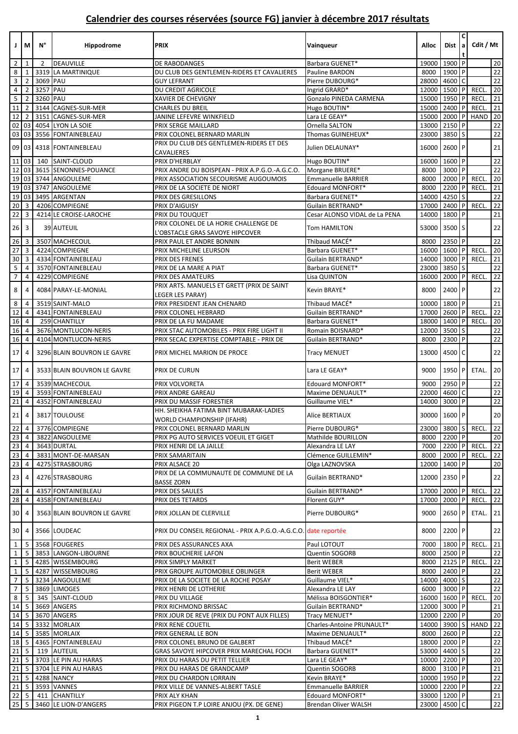# Calendrier des courses réservées (source FG) janvier à décembre 2017 résultats

| J | M | N° | Hippodrome | PRIX | Vainqueur | Alloc | Dist | Cat | Cdit / Mt | |
|---|---|---|---|---|---|---|---|---|---|---|
| 2 | 1 | 2 | DEAUVILLE | DE RABODANGES | Barbara GUENET* | 19000 | 1900 | P | | 20 |
| 8 | 1 | 3319 | LA MARTINIQUE | DU CLUB DES GENTLEMEN-RIDERS ET CAVALIERES | Pauline BARDON | 8000 | 1900 | P | | 22 |
| 3 | 2 | 3069 | PAU | GUY LEFRANT | Pierre DUBOURG* | 28000 | 4600 | C | | 22 |
| 4 | 2 | 3257 | PAU | DU CREDIT AGRICOLE | Ingrid GRARD* | 12000 | 1500 | P | RECL. | 20 |
| 5 | 2 | 3260 | PAU | XAVIER DE CHEVIGNY | Gonzalo PINEDA CARMENA | 15000 | 1950 | P | RECL. | 21 |
| 11 | 2 | 3144 | CAGNES-SUR-MER | CHARLES DU BREIL | Hugo BOUTIN* | 15000 | 2400 | P | RECL. | 21 |
| 12 | 2 | 3151 | CAGNES-SUR-MER | JANINE LEFEVRE WINKFIELD | Lara LE GEAY* | 15000 | 2000 | P | HAND | 20 |
| 02 | 03 | 4054 | LYON LA SOIE | PRIX SERGE MAILLARD | Ornella SALTON | 13000 | 2150 | P | | 22 |
| 03 | 03 | 3556 | FONTAINEBLEAU | PRIX COLONEL BERNARD MARLIN | Thomas GUINEHEUX* | 23000 | 3850 | S | | 22 |
| 09 | 03 | 4318 | FONTAINEBLEAU | PRIX DU CLUB DES GENTLEMEN-RIDERS ET DES CAVALIERES | Julien DELAUNAY* | 16000 | 2600 | P | | 21 |
| 11 | 03 | 140 | SAINT-CLOUD | PRIX D'HERBLAY | Hugo BOUTIN* | 16000 | 1600 | P | | 22 |
| 12 | 03 | 3615 | SENONNES-POUANCE | PRIX ANDRE DU BOISPEAN - PRIX A.P.G.O.-A.G.C.O. | Morgane BRUERE* | 8000 | 3000 | P | | 22 |
| 19 | 03 | 3744 | ANGOULEME | PRIX ASSOCIATION SECOURISME AUGOUMOIS | Emmanuelle BARRIER | 8000 | 2000 | P | RECL. | 20 |
| 19 | 03 | 3747 | ANGOULEME | PRIX DE LA SOCIETE DE NIORT | Edouard MONFORT* | 8000 | 2200 | P | RECL. | 21 |
| 19 | 03 | 3495 | ARGENTAN | PRIX DES GRESILLONS | Barbara GUENET* | 14000 | 4250 | S | | 22 |
| 20 | 3 | 4206 | COMPIEGNE | PRIX D'AIGUISY | Guilain BERTRAND* | 17000 | 2400 | P | RECL. | 22 |
| 22 | 3 | 4214 | LE CROISE-LAROCHE | PRIX DU TOUQUET | Cesar ALONSO VIDAL de la PENA | 14000 | 1800 | P | | 21 |
| 26 | 3 | 39 | AUTEUIL | PRIX COLONEL DE LA HORIE CHALLENGE DE L'OBSTACLE GRAS SAVOYE HIPCOVER | Tom HAMILTON | 53000 | 3500 | S | | 22 |
| 26 | 3 | 3507 | MACHECOUL | PRIX PAUL ET ANDRE BONNIN | Thibaud MACÉ* | 8000 | 2350 | P | | 22 |
| 27 | 3 | 4224 | COMPIEGNE | PRIX MICHELINE LEURSON | Barbara GUENET* | 16000 | 1600 | P | RECL. | 20 |
| 30 | 3 | 4334 | FONTAINEBLEAU | PRIX DES FRENES | Guilain BERTRAND* | 14000 | 3000 | P | RECL. | 21 |
| 5 | 4 | 3570 | FONTAINEBLEAU | PRIX DE LA MARE A PIAT | Barbara GUENET* | 23000 | 3850 | S | | 22 |
| 7 | 4 | 4229 | COMPIEGNE | PRIX DES AMATEURS | Lisa QUINTON | 16000 | 2000 | P | RECL. | 22 |
| 8 | 4 | 4084 | PARAY-LE-MONIAL | PRIX ARTS. MANUELS ET GRETT (PRIX DE SAINT LEGER LES PARAY) | Kevin BRAYE* | 8000 | 2400 | P | | 22 |
| 8 | 4 | 3519 | SAINT-MALO | PRIX PRESIDENT JEAN CHENARD | Thibaud MACÉ* | 10000 | 1800 | P | | 21 |
| 12 | 4 | 4341 | FONTAINEBLEAU | PRIX COLONEL HEBRARD | Guilain BERTRAND* | 17000 | 2600 | P | RECL. | 22 |
| 16 | 4 | 259 | CHANTILLY | PRIX DE LA FU MADAME | Barbara GUENET* | 18000 | 1400 | P | RECL. | 20 |
| 16 | 4 | 3676 | MONTLUCON-NERIS | PRIX STAC AUTOMOBILES - PRIX FIRE LIGHT II | Romain BOISNARD* | 12000 | 3500 | S | | 22 |
| 16 | 4 | 4104 | MONTLUCON-NERIS | PRIX SECAC EXPERTISE COMPTABLE - PRIX DE | Guilain BERTRAND* | 8000 | 2300 | P | | 22 |
| 17 | 4 | 3296 | BLAIN BOUVRON LE GAVRE | PRIX MICHEL MARION DE PROCE | Tracy MENUET | 13000 | 4500 | C | | 22 |
| 17 | 4 | 3533 | BLAIN BOUVRON LE GAVRE | PRIX DE CURUN | Lara LE GEAY* | 9000 | 1950 | P | ETAL. | 20 |
| 17 | 4 | 3539 | MACHECOUL | PRIX VOLVORETA | Edouard MONFORT* | 9000 | 2950 | P | | 22 |
| 19 | 4 | 3593 | FONTAINEBLEAU | PRIX ANDRE GAREAU | Maxime DENUAULT* | 22000 | 4600 | C | | 22 |
| 21 | 4 | 4352 | FONTAINEBLEAU | PRIX DU MASSIF FORESTIER | Guillaume VIEL* | 14000 | 3000 | P | | 22 |
| 21 | 4 | 3817 | TOULOUSE | HH. SHEIKHA FATIMA BINT MUBARAK-LADIES WORLD CHAMPIONSHIP (IFAHR) | Alice BERTIAUX | 30000 | 1600 | P | | 20 |
| 22 | 4 | 3776 | COMPIEGNE | PRIX COLONEL BERNARD MARLIN | Pierre DUBOURG* | 23000 | 3800 | S | RECL. | 22 |
| 23 | 4 | 3822 | ANGOULEME | PRIX PG AUTO SERVICES VOEUIL ET GIGET | Mathilde BOURILLON | 8000 | 2200 | P | | 20 |
| 23 | 4 | 3643 | DURTAL | PRIX HENRI DE LA JAILLE | Alexandra LE LAY | 7000 | 2200 | P | RECL. | 22 |
| 23 | 4 | 3831 | MONT-DE-MARSAN | PRIX SAMARITAIN | Clémence GUILLEMIN* | 8000 | 2000 | P | RECL. | 22 |
| 23 | 4 | 4275 | STRASBOURG | PRIX ALSACE 20 | Olga LAZNOVSKA | 12000 | 1400 | P | | 20 |
| 23 | 4 | 4276 | STRASBOURG | PRIX DE LA COMMUNAUTE DE COMMUNE DE LA BASSE ZORN | Guilain BERTRAND* | 12000 | 2350 | P | | 22 |
| 28 | 4 | 4357 | FONTAINEBLEAU | PRIX DES SAULES | Guilain BERTRAND* | 17000 | 2000 | P | RECL. | 22 |
| 28 | 4 | 4358 | FONTAINEBLEAU | PRIX DES TETARDS | Florent GUY* | 17000 | 2000 | P | RECL. | 22 |
| 30 | 4 | 3563 | BLAIN BOUVRON LE GAVRE | PRIX JOLLAN DE CLERVILLE | Pierre DUBOURG* | 9000 | 2650 | P | ETAL. | 21 |
| 30 | 4 | 3566 | LOUDEAC | PRIX DU CONSEIL REGIONAL - PRIX A.P.G.O.-A.G.C.O. | date reportée | 8000 | 2200 | P | | 22 |
| 1 | 5 | 3568 | FOUGERES | PRIX DES ASSURANCES AXA | Paul LOTOUT | 7000 | 1800 | P | RECL. | 21 |
| 1 | 5 | 3853 | LANGON-LIBOURNE | PRIX BOUCHERIE LAFON | Quentin SOGORB | 8000 | 2500 | P | | 22 |
| 1 | 5 | 4285 | WISSEMBOURG | PRIX SIMPLY MARKET | Berit WEBER | 8000 | 2125 | P | RECL. | 22 |
| 1 | 5 | 4287 | WISSEMBOURG | PRIX GROUPE AUTOMOBILE OBLINGER | Berit WEBER | 8000 | 2400 | P | | 22 |
| 7 | 5 | 3234 | ANGOULEME | PRIX DE LA SOCIETE DE LA ROCHE POSAY | Guillaume VIEL* | 14000 | 4000 | S | | 22 |
| 7 | 5 | 3869 | LIMOGES | PRIX HENRI DE LOTHERIE | Alexandra LE LAY | 6000 | 3000 | P | | 22 |
| 8 | 5 | 345 | SAINT-CLOUD | PRIX DU VILLAGE | Mélissa BOISGONTIER* | 16000 | 1600 | P | RECL. | 20 |
| 14 | 5 | 3669 | ANGERS | PRIX RICHMOND BRISSAC | Guilain BERTRAND* | 12000 | 3000 | P | | 21 |
| 14 | 5 | 3670 | ANGERS | PRIX JOUR DE REVE (PRIX DU PONT AUX FILLES) | Tracy MENUET* | 12000 | 2200 | P | | 20 |
| 14 | 5 | 3332 | MORLAIX | PRIX RENE COUETIL | Charles-Antoine PRUNAULT* | 14000 | 3900 | S | HAND | 22 |
| 14 | 5 | 3585 | MORLAIX | PRIX GENERAL LE BON | Maxime DENUAULT* | 8000 | 2600 | P | | 22 |
| 18 | 5 | 4365 | FONTAINEBLEAU | PRIX COLONEL BRUNO DE GALBERT | Thibaud MACÉ* | 18000 | 2000 | P | | 22 |
| 21 | 5 | 119 | AUTEUIL | GRAS SAVOYE HIPCOVER PRIX MARECHAL FOCH | Barbara GUENET* | 53000 | 4400 | S | | 22 |
| 21 | 5 | 3703 | LE PIN AU HARAS | PRIX DU HARAS DU PETIT TELLIER | Lara LE GEAY* | 10000 | 2200 | P | | 20 |
| 21 | 5 | 3704 | LE PIN AU HARAS | PRIX DU HARAS DE GRANDCAMP | Quentin SOGORB | 8000 | 3100 | P | | 21 |
| 21 | 5 | 4288 | NANCY | PRIX DU CHARDON LORRAIN | Kevin BRAYE* | 10000 | 1950 | P | | 22 |
| 21 | 5 | 3593 | VANNES | PRIX VILLE DE VANNES-ALBERT TASLE | Emmanuelle BARRIER | 10000 | 2200 | P | | 22 |
| 22 | 5 | 411 | CHANTILLY | PRIX ALY KHAN | Edouard MONFORT* | 33000 | 1200 | P | | 21 |
| 25 | 5 | 3460 | LE LION-D'ANGERS | PRIX PIGEON T.P LOIRE ANJOU (PX. DE GENE) | Brendan Oliver WALSH | 23000 | 4500 | C | | 22 |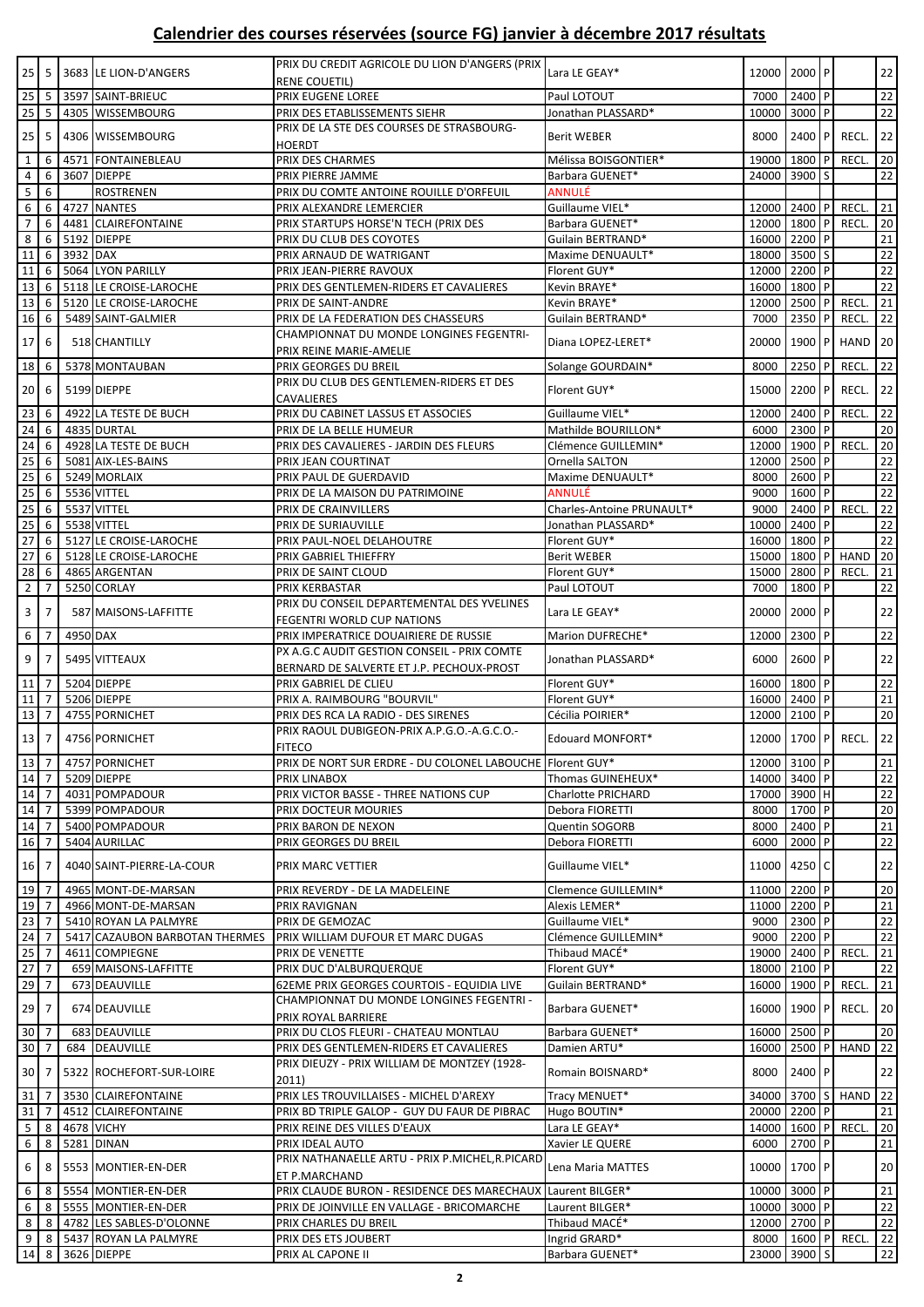## Calendrier des courses réservées (source FG) janvier à décembre 2017 résultats

| | | | | | | | | | | |
|---|---|---|---|---|---|---|---|---|---|---|
| 25 | 5 | 3683 | LE LION-D'ANGERS | PRIX DU CREDIT AGRICOLE DU LION D'ANGERS (PRIX RENE COUETIL) | Lara LE GEAY* | 12000 | 2000 | P | | 22 |
| 25 | 5 | 3597 | SAINT-BRIEUC | PRIX EUGENE LOREE | Paul LOTOUT | 7000 | 2400 | P | | 22 |
| 25 | 5 | 4305 | WISSEMBOURG | PRIX DES ETABLISSEMENTS SIEHR | Jonathan PLASSARD* | 10000 | 3000 | P | | 22 |
| 25 | 5 | 4306 | WISSEMBOURG | PRIX DE LA STE DES COURSES DE STRASBOURG-HOERDT | Berit WEBER | 8000 | 2400 | P | RECL. | 22 |
| 1 | 6 | 4571 | FONTAINEBLEAU | PRIX DES CHARMES | Mélissa BOISGONTIER* | 19000 | 1800 | P | RECL. | 20 |
| 4 | 6 | 3607 | DIEPPE | PRIX PIERRE JAMME | Barbara GUENET* | 24000 | 3900 | S | | 22 |
| 5 | 6 | | ROSTRENEN | PRIX DU COMTE ANTOINE ROUILLE D'ORFEUIL | ANNULÉ | | | | | |
| 6 | 6 | 4727 | NANTES | PRIX ALEXANDRE LEMERCIER | Guillaume VIEL* | 12000 | 2400 | P | RECL. | 21 |
| 7 | 6 | 4481 | CLAIREFONTAINE | PRIX STARTUPS HORSE'N TECH (PRIX DES | Barbara GUENET* | 12000 | 1800 | P | RECL. | 20 |
| 8 | 6 | 5192 | DIEPPE | PRIX DU CLUB DES COYOTES | Guilain BERTRAND* | 16000 | 2200 | P | | 21 |
| 11 | 6 | 3932 | DAX | PRIX ARNAUD DE WATRIGANT | Maxime DENUAULT* | 18000 | 3500 | S | | 22 |
| 11 | 6 | 5064 | LYON PARILLY | PRIX JEAN-PIERRE RAVOUX | Florent GUY* | 12000 | 2200 | P | | 22 |
| 13 | 6 | 5118 | LE CROISE-LAROCHE | PRIX DES GENTLEMEN-RIDERS ET CAVALIERES | Kevin BRAYE* | 16000 | 1800 | P | | 22 |
| 13 | 6 | 5120 | LE CROISE-LAROCHE | PRIX DE SAINT-ANDRE | Kevin BRAYE* | 12000 | 2500 | P | RECL. | 21 |
| 16 | 6 | 5489 | SAINT-GALMIER | PRIX DE LA FEDERATION DES CHASSEURS | Guilain BERTRAND* | 7000 | 2350 | P | RECL. | 22 |
| 17 | 6 | 518 | CHANTILLY | CHAMPIONNAT DU MONDE LONGINES FEGENTRI-PRIX REINE MARIE-AMELIE | Diana LOPEZ-LERET* | 20000 | 1900 | P | HAND | 20 |
| 18 | 6 | 5378 | MONTAUBAN | PRIX GEORGES DU BREIL | Solange GOURDAIN* | 8000 | 2250 | P | RECL. | 22 |
| 20 | 6 | 5199 | DIEPPE | PRIX DU CLUB DES GENTLEMEN-RIDERS ET DES CAVALIERES | Florent GUY* | 15000 | 2200 | P | RECL. | 22 |
| 23 | 6 | 4922 | LA TESTE DE BUCH | PRIX DU CABINET LASSUS ET ASSOCIES | Guillaume VIEL* | 12000 | 2400 | P | RECL. | 22 |
| 24 | 6 | 4835 | DURTAL | PRIX DE LA BELLE HUMEUR | Mathilde BOURILLON* | 6000 | 2300 | P | | 20 |
| 24 | 6 | 4928 | LA TESTE DE BUCH | PRIX DES CAVALIERES - JARDIN DES FLEURS | Clémence GUILLEMIN* | 12000 | 1900 | P | RECL. | 20 |
| 25 | 6 | 5081 | AIX-LES-BAINS | PRIX JEAN COURTINAT | Ornella SALTON | 12000 | 2500 | P | | 22 |
| 25 | 6 | 5249 | MORLAIX | PRIX PAUL DE GUERDAVID | Maxime DENUAULT* | 8000 | 2600 | P | | 22 |
| 25 | 6 | 5536 | VITTEL | PRIX DE LA MAISON DU PATRIMOINE | ANNULÉ | 9000 | 1600 | P | | 22 |
| 25 | 6 | 5537 | VITTEL | PRIX DE CRAINVILLERS | Charles-Antoine PRUNAULT* | 9000 | 2400 | P | RECL. | 22 |
| 25 | 6 | 5538 | VITTEL | PRIX DE SURIAUVILLE | Jonathan PLASSARD* | 10000 | 2400 | P | | 22 |
| 27 | 6 | 5127 | LE CROISE-LAROCHE | PRIX PAUL-NOEL DELAHOUTRE | Florent GUY* | 16000 | 1800 | P | | 22 |
| 27 | 6 | 5128 | LE CROISE-LAROCHE | PRIX GABRIEL THIEFFRY | Berit WEBER | 15000 | 1800 | P | HAND | 20 |
| 28 | 6 | 4865 | ARGENTAN | PRIX DE SAINT CLOUD | Florent GUY* | 15000 | 2800 | P | RECL. | 21 |
| 2 | 7 | 5250 | CORLAY | PRIX KERBASTAR | Paul LOTOUT | 7000 | 1800 | P | | 22 |
| 3 | 7 | 587 | MAISONS-LAFFITTE | PRIX DU CONSEIL DEPARTEMENTAL DES YVELINES FEGENTRI WORLD CUP NATIONS | Lara LE GEAY* | 20000 | 2000 | P | | 22 |
| 6 | 7 | 4950 | DAX | PRIX IMPERATRICE DOUAIRIERE DE RUSSIE | Marion DUFRECHE* | 12000 | 2300 | P | | 22 |
| 9 | 7 | 5495 | VITTEAUX | PX A.G.C AUDIT GESTION CONSEIL - PRIX COMTE BERNARD DE SALVERTE ET J.P. PECHOUX-PROST | Jonathan PLASSARD* | 6000 | 2600 | P | | 22 |
| 11 | 7 | 5204 | DIEPPE | PRIX GABRIEL DE CLIEU | Florent GUY* | 16000 | 1800 | P | | 22 |
| 11 | 7 | 5206 | DIEPPE | PRIX A. RAIMBOURG "BOURVIL" | Florent GUY* | 16000 | 2400 | P | | 21 |
| 13 | 7 | 4755 | PORNICHET | PRIX DES RCA LA RADIO - DES SIRENES | Cécilia POIRIER* | 12000 | 2100 | P | | 20 |
| 13 | 7 | 4756 | PORNICHET | PRIX RAOUL DUBIGEON-PRIX A.P.G.O.-A.G.C.O.-FITECO | Edouard MONFORT* | 12000 | 1700 | P | RECL. | 22 |
| 13 | 7 | 4757 | PORNICHET | PRIX DE NORT SUR ERDRE - DU COLONEL LABOUCHE | Florent GUY* | 12000 | 3100 | P | | 21 |
| 14 | 7 | 5209 | DIEPPE | PRIX LINABOX | Thomas GUINEHEUX* | 14000 | 3400 | P | | 22 |
| 14 | 7 | 4031 | POMPADOUR | PRIX VICTOR BASSE - THREE NATIONS CUP | Charlotte PRICHARD | 17000 | 3900 | H | | 22 |
| 14 | 7 | 5399 | POMPADOUR | PRIX DOCTEUR MOURIES | Debora FIORETTI | 8000 | 1700 | P | | 20 |
| 14 | 7 | 5400 | POMPADOUR | PRIX BARON DE NEXON | Quentin SOGORB | 8000 | 2400 | P | | 21 |
| 16 | 7 | 5404 | AURILLAC | PRIX GEORGES DU BREIL | Debora FIORETTI | 6000 | 2000 | P | | 22 |
| 16 | 7 | 4040 | SAINT-PIERRE-LA-COUR | PRIX MARC VETTIER | Guillaume VIEL* | 11000 | 4250 | C | | 22 |
| 19 | 7 | 4965 | MONT-DE-MARSAN | PRIX REVERDY - DE LA MADELEINE | Clemence GUILLEMIN* | 11000 | 2200 | P | | 20 |
| 19 | 7 | 4966 | MONT-DE-MARSAN | PRIX RAVIGNAN | Alexis LEMER* | 11000 | 2200 | P | | 21 |
| 23 | 7 | 5410 | ROYAN LA PALMYRE | PRIX DE GEMOZAC | Guillaume VIEL* | 9000 | 2300 | P | | 22 |
| 24 | 7 | 5417 | CAZAUBON BARBOTAN THERMES | PRIX WILLIAM DUFOUR ET MARC DUGAS | Clémence GUILLEMIN* | 9000 | 2200 | P | | 22 |
| 25 | 7 | 4611 | COMPIEGNE | PRIX DE VENETTE | Thibaud MACÉ* | 19000 | 2400 | P | RECL. | 21 |
| 27 | 7 | 659 | MAISONS-LAFFITTE | PRIX DUC D'ALBURQUERQUE | Florent GUY* | 18000 | 2100 | P | | 22 |
| 29 | 7 | 673 | DEAUVILLE | 62EME PRIX GEORGES COURTOIS - EQUIDIA LIVE | Guilain BERTRAND* | 16000 | 1900 | P | RECL. | 21 |
| 29 | 7 | 674 | DEAUVILLE | CHAMPIONNAT DU MONDE LONGINES FEGENTRI - PRIX ROYAL BARRIERE | Barbara GUENET* | 16000 | 1900 | P | RECL. | 20 |
| 30 | 7 | 683 | DEAUVILLE | PRIX DU CLOS FLEURI - CHATEAU MONTLAU | Barbara GUENET* | 16000 | 2500 | P | | 20 |
| 30 | 7 | 684 | DEAUVILLE | PRIX DES GENTLEMEN-RIDERS ET CAVALIERES | Damien ARTU* | 16000 | 2500 | P | HAND | 22 |
| 30 | 7 | 5322 | ROCHEFORT-SUR-LOIRE | PRIX DIEUZY - PRIX WILLIAM DE MONTZEY (1928-2011) | Romain BOISNARD* | 8000 | 2400 | P | | 22 |
| 31 | 7 | 3530 | CLAIREFONTAINE | PRIX LES TROUVILLAISES - MICHEL D'AREXY | Tracy MENUET* | 34000 | 3700 | S | HAND | 22 |
| 31 | 7 | 4512 | CLAIREFONTAINE | PRIX BD TRIPLE GALOP - GUY DU FAUR DE PIBRAC | Hugo BOUTIN* | 20000 | 2200 | P | | 21 |
| 5 | 8 | 4678 | VICHY | PRIX REINE DES VILLES D'EAUX | Lara LE GEAY* | 14000 | 1600 | P | RECL. | 20 |
| 6 | 8 | 5281 | DINAN | PRIX IDEAL AUTO | Xavier LE QUERE | 6000 | 2700 | P | | 21 |
| 6 | 8 | 5553 | MONTIER-EN-DER | PRIX NATHANAELLE ARTU - PRIX P.MICHEL,R.PICARD ET P.MARCHAND | Lena Maria MATTES | 10000 | 1700 | P | | 20 |
| 6 | 8 | 5554 | MONTIER-EN-DER | PRIX CLAUDE BURON - RESIDENCE DES MARECHAUX | Laurent BILGER* | 10000 | 3000 | P | | 21 |
| 6 | 8 | 5555 | MONTIER-EN-DER | PRIX DE JOINVILLE EN VALLAGE - BRICOMARCHE | Laurent BILGER* | 10000 | 3000 | P | | 22 |
| 8 | 8 | 4782 | LES SABLES-D'OLONNE | PRIX CHARLES DU BREIL | Thibaud MACÉ* | 12000 | 2700 | P | | 22 |
| 9 | 8 | 5437 | ROYAN LA PALMYRE | PRIX DES ETS JOUBERT | Ingrid GRARD* | 8000 | 1600 | P | RECL. | 22 |
| 14 | 8 | 3626 | DIEPPE | PRIX AL CAPONE II | Barbara GUENET* | 23000 | 3900 | S | | 22 |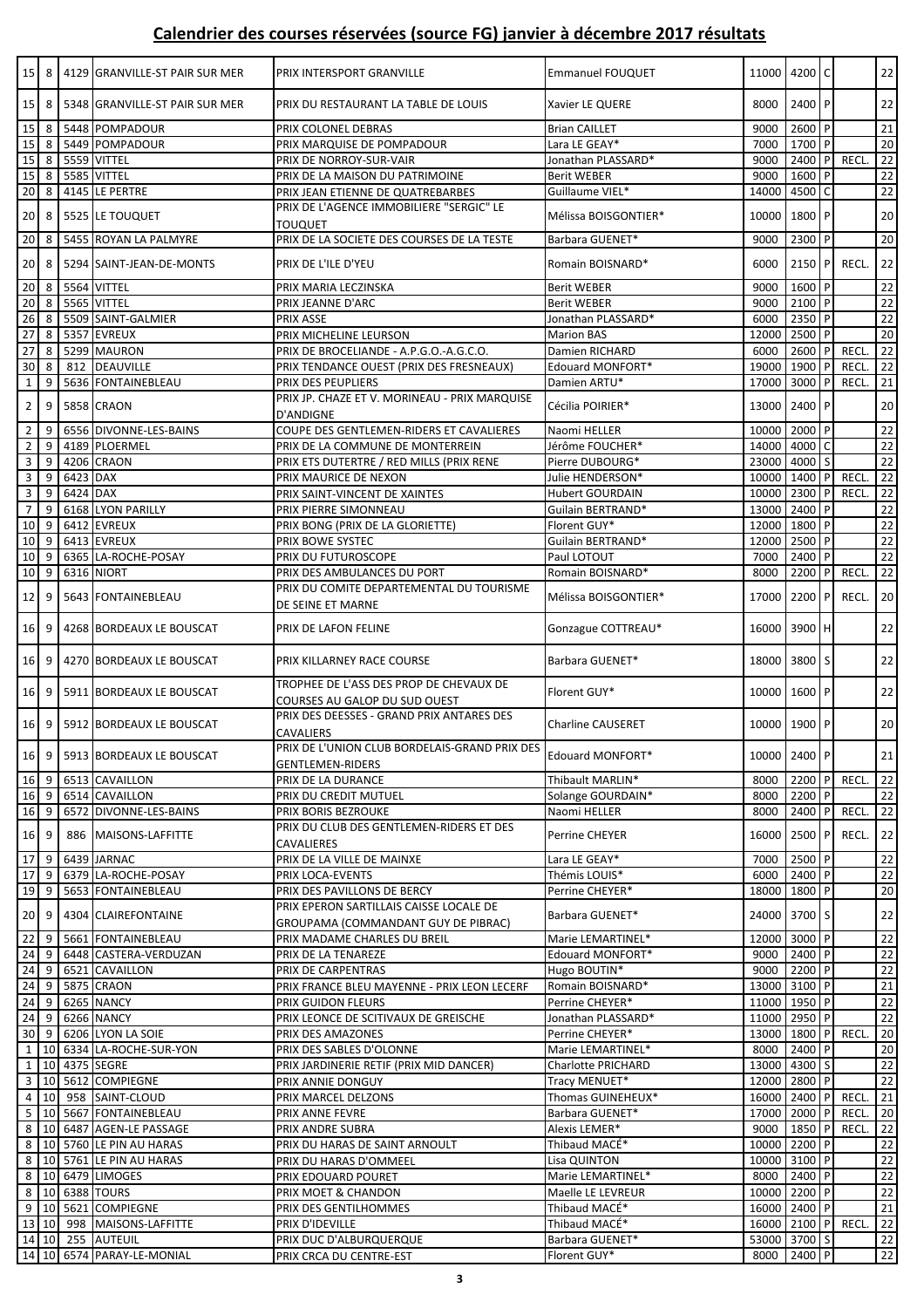# Calendrier des courses réservées (source FG) janvier à décembre 2017 résultats

| | | | | | | | | | | |
|---|---|---|---|---|---|---|---|---|---|---|
| 15 | 8 | 4129 | GRANVILLE-ST PAIR SUR MER | PRIX INTERSPORT GRANVILLE | Emmanuel FOUQUET | 11000 | 4200 | C | | 22 |
| 15 | 8 | 5348 | GRANVILLE-ST PAIR SUR MER | PRIX DU RESTAURANT LA TABLE DE LOUIS | Xavier LE QUERE | 8000 | 2400 | P | | 22 |
| 15 | 8 | 5448 | POMPADOUR | PRIX COLONEL DEBRAS | Brian CAILLET | 9000 | 2600 | P | | 21 |
| 15 | 8 | 5449 | POMPADOUR | PRIX MARQUISE DE POMPADOUR | Lara LE GEAY* | 7000 | 1700 | P | | 20 |
| 15 | 8 | 5559 | VITTEL | PRIX DE NORROY-SUR-VAIR | Jonathan PLASSARD* | 9000 | 2400 | P | RECL. | 22 |
| 15 | 8 | 5585 | VITTEL | PRIX DE LA MAISON DU PATRIMOINE | Berit WEBER | 9000 | 1600 | P | | 22 |
| 20 | 8 | 4145 | LE PERTRE | PRIX JEAN ETIENNE DE QUATREBARBES | Guillaume VIEL* | 14000 | 4500 | C | | 22 |
| 20 | 8 | 5525 | LE TOUQUET | PRIX DE L'AGENCE IMMOBILIERE "SERGIC" LE TOUQUET | Mélissa BOISGONTIER* | 10000 | 1800 | P | | 20 |
| 20 | 8 | 5455 | ROYAN LA PALMYRE | PRIX DE LA SOCIETE DES COURSES DE LA TESTE | Barbara GUENET* | 9000 | 2300 | P | | 20 |
| 20 | 8 | 5294 | SAINT-JEAN-DE-MONTS | PRIX DE L'ILE D'YEU | Romain BOISNARD* | 6000 | 2150 | P | RECL. | 22 |
| 20 | 8 | 5564 | VITTEL | PRIX MARIA LECZINSKA | Berit WEBER | 9000 | 1600 | P | | 22 |
| 20 | 8 | 5565 | VITTEL | PRIX JEANNE D'ARC | Berit WEBER | 9000 | 2100 | P | | 22 |
| 26 | 8 | 5509 | SAINT-GALMIER | PRIX ASSE | Jonathan PLASSARD* | 6000 | 2350 | P | | 22 |
| 27 | 8 | 5357 | EVREUX | PRIX MICHELINE LEURSON | Marion BAS | 12000 | 2500 | P | | 20 |
| 27 | 8 | 5299 | MAURON | PRIX DE BROCELIANDE - A.P.G.O.-A.G.C.O. | Damien RICHARD | 6000 | 2600 | P | RECL. | 22 |
| 30 | 8 | 812 | DEAUVILLE | PRIX TENDANCE OUEST (PRIX DES FRESNEAUX) | Edouard MONFORT* | 19000 | 1900 | P | RECL. | 22 |
| 1 | 9 | 5636 | FONTAINEBLEAU | PRIX DES PEUPLIERS | Damien ARTU* | 17000 | 3000 | P | RECL. | 21 |
| 2 | 9 | 5858 | CRAON | PRIX JP. CHAZE ET V. MORINEAU - PRIX MARQUISE D'ANDIGNE | Cécilia POIRIER* | 13000 | 2400 | P | | 20 |
| 2 | 9 | 6556 | DIVONNE-LES-BAINS | COUPE DES GENTLEMEN-RIDERS ET CAVALIERES | Naomi HELLER | 10000 | 2000 | P | | 22 |
| 2 | 9 | 4189 | PLOERMEL | PRIX DE LA COMMUNE DE MONTERREIN | Jérôme FOUCHER* | 14000 | 4000 | C | | 22 |
| 3 | 9 | 4206 | CRAON | PRIX ETS DUTERTRE / RED MILLS (PRIX RENE | Pierre DUBOURG* | 23000 | 4000 | S | | 22 |
| 3 | 9 | 6423 | DAX | PRIX MAURICE DE NEXON | Julie HENDERSON* | 10000 | 1400 | P | RECL. | 22 |
| 3 | 9 | 6424 | DAX | PRIX SAINT-VINCENT DE XAINTES | Hubert GOURDAIN | 10000 | 2300 | P | RECL. | 22 |
| 7 | 9 | 6168 | LYON PARILLY | PRIX PIERRE SIMONNEAU | Guilain BERTRAND* | 13000 | 2400 | P | | 22 |
| 10 | 9 | 6412 | EVREUX | PRIX BONG (PRIX DE LA GLORIETTE) | Florent GUY* | 12000 | 1800 | P | | 22 |
| 10 | 9 | 6413 | EVREUX | PRIX BOWE SYSTEC | Guilain BERTRAND* | 12000 | 2500 | P | | 22 |
| 10 | 9 | 6365 | LA-ROCHE-POSAY | PRIX DU FUTUROSCOPE | Paul LOTOUT | 7000 | 2400 | P | | 22 |
| 10 | 9 | 6316 | NIORT | PRIX DES AMBULANCES DU PORT | Romain BOISNARD* | 8000 | 2200 | P | RECL. | 22 |
| 12 | 9 | 5643 | FONTAINEBLEAU | PRIX DU COMITE DEPARTEMENTAL DU TOURISME DE SEINE ET MARNE | Mélissa BOISGONTIER* | 17000 | 2200 | P | RECL. | 20 |
| 16 | 9 | 4268 | BORDEAUX LE BOUSCAT | PRIX DE LAFON FELINE | Gonzague COTTREAU* | 16000 | 3900 | H | | 22 |
| 16 | 9 | 4270 | BORDEAUX LE BOUSCAT | PRIX KILLARNEY RACE COURSE | Barbara GUENET* | 18000 | 3800 | S | | 22 |
| 16 | 9 | 5911 | BORDEAUX LE BOUSCAT | TROPHEE DE L'ASS DES PROP DE CHEVAUX DE COURSES AU GALOP DU SUD OUEST | Florent GUY* | 10000 | 1600 | P | | 22 |
| 16 | 9 | 5912 | BORDEAUX LE BOUSCAT | PRIX DES DEESSES - GRAND PRIX ANTARES DES CAVALIERS | Charline CAUSERET | 10000 | 1900 | P | | 20 |
| 16 | 9 | 5913 | BORDEAUX LE BOUSCAT | PRIX DE L'UNION CLUB BORDELAIS-GRAND PRIX DES GENTLEMEN-RIDERS | Edouard MONFORT* | 10000 | 2400 | P | | 21 |
| 16 | 9 | 6513 | CAVAILLON | PRIX DE LA DURANCE | Thibault MARLIN* | 8000 | 2200 | P | RECL. | 22 |
| 16 | 9 | 6514 | CAVAILLON | PRIX DU CREDIT MUTUEL | Solange GOURDAIN* | 8000 | 2200 | P | | 22 |
| 16 | 9 | 6572 | DIVONNE-LES-BAINS | PRIX BORIS BEZROUKE | Naomi HELLER | 8000 | 2400 | P | RECL. | 22 |
| 16 | 9 | 886 | MAISONS-LAFFITTE | PRIX DU CLUB DES GENTLEMEN-RIDERS ET DES CAVALIERES | Perrine CHEYER | 16000 | 2500 | P | RECL. | 22 |
| 17 | 9 | 6439 | JARNAC | PRIX DE LA VILLE DE MAINXE | Lara LE GEAY* | 7000 | 2500 | P | | 22 |
| 17 | 9 | 6379 | LA-ROCHE-POSAY | PRIX LOCA-EVENTS | Thémis LOUIS* | 6000 | 2400 | P | | 22 |
| 19 | 9 | 5653 | FONTAINEBLEAU | PRIX DES PAVILLONS DE BERCY | Perrine CHEYER* | 18000 | 1800 | P | | 20 |
| 20 | 9 | 4304 | CLAIREFONTAINE | PRIX EPERON SARTILLAIS CAISSE LOCALE DE GROUPAMA (COMMANDANT GUY DE PIBRAC) | Barbara GUENET* | 24000 | 3700 | S | | 22 |
| 22 | 9 | 5661 | FONTAINEBLEAU | PRIX MADAME CHARLES DU BREIL | Marie LEMARTINEL* | 12000 | 3000 | P | | 22 |
| 24 | 9 | 6448 | CASTERA-VERDUZAN | PRIX DE LA TENAREZE | Edouard MONFORT* | 9000 | 2400 | P | | 22 |
| 24 | 9 | 6521 | CAVAILLON | PRIX DE CARPENTRAS | Hugo BOUTIN* | 9000 | 2200 | P | | 22 |
| 24 | 9 | 5875 | CRAON | PRIX FRANCE BLEU MAYENNE - PRIX LEON LECERF | Romain BOISNARD* | 13000 | 3100 | P | | 21 |
| 24 | 9 | 6265 | NANCY | PRIX GUIDON FLEURS | Perrine CHEYER* | 11000 | 1950 | P | | 22 |
| 24 | 9 | 6266 | NANCY | PRIX LEONCE DE SCITIVAUX DE GREISCHE | Jonathan PLASSARD* | 11000 | 2950 | P | | 22 |
| 30 | 9 | 6206 | LYON LA SOIE | PRIX DES AMAZONES | Perrine CHEYER* | 13000 | 1800 | P | RECL. | 20 |
| 1 | 10 | 6334 | LA-ROCHE-SUR-YON | PRIX DES SABLES D'OLONNE | Marie LEMARTINEL* | 8000 | 2400 | P | | 20 |
| 1 | 10 | 4375 | SEGRE | PRIX JARDINERIE RETIF (PRIX MID DANCER) | Charlotte PRICHARD | 13000 | 4300 | S | | 22 |
| 3 | 10 | 5612 | COMPIEGNE | PRIX ANNIE DONGUY | Tracy MENUET* | 12000 | 2800 | P | | 22 |
| 4 | 10 | 958 | SAINT-CLOUD | PRIX MARCEL DELZONS | Thomas GUINEHEUX* | 16000 | 2400 | P | RECL. | 21 |
| 5 | 10 | 5667 | FONTAINEBLEAU | PRIX ANNE FEVRE | Barbara GUENET* | 17000 | 2000 | P | RECL. | 20 |
| 8 | 10 | 6487 | AGEN-LE PASSAGE | PRIX ANDRE SUBRA | Alexis LEMER* | 9000 | 1850 | P | RECL. | 22 |
| 8 | 10 | 5760 | LE PIN AU HARAS | PRIX DU HARAS DE SAINT ARNOULT | Thibaud MACÉ* | 10000 | 2200 | P | | 22 |
| 8 | 10 | 5761 | LE PIN AU HARAS | PRIX DU HARAS D'OMMEEL | Lisa QUINTON | 10000 | 3100 | P | | 22 |
| 8 | 10 | 6479 | LIMOGES | PRIX EDOUARD POURET | Marie LEMARTINEL* | 8000 | 2400 | P | | 22 |
| 8 | 10 | 6388 | TOURS | PRIX MOET & CHANDON | Maelle LE LEVREUR | 10000 | 2200 | P | | 22 |
| 9 | 10 | 5621 | COMPIEGNE | PRIX DES GENTILHOMMES | Thibaud MACÉ* | 16000 | 2400 | P | | 21 |
| 13 | 10 | 998 | MAISONS-LAFFITTE | PRIX D'IDEVILLE | Thibaud MACÉ* | 16000 | 2100 | P | RECL. | 22 |
| 14 | 10 | 255 | AUTEUIL | PRIX DUC D'ALBURQUERQUE | Barbara GUENET* | 53000 | 3700 | S | | 22 |
| 14 | 10 | 6574 | PARAY-LE-MONIAL | PRIX CRCA DU CENTRE-EST | Florent GUY* | 8000 | 2400 | P | | 22 |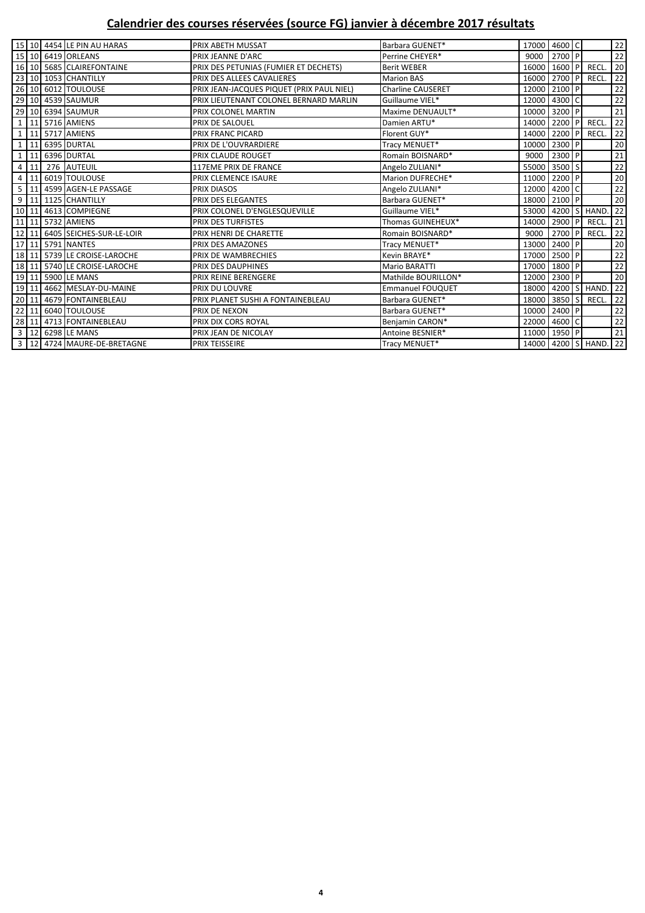## Calendrier des courses réservées (source FG) janvier à décembre 2017 résultats

| | | | | | | | | | | |
|---|---|---|---|---|---|---|---|---|---|---|
| 15 | 10 | 4454 | LE PIN AU HARAS | PRIX ABETH MUSSAT | Barbara GUENET* | 17000 | 4600 | C | | 22 |
| 15 | 10 | 6419 | ORLEANS | PRIX JEANNE D'ARC | Perrine CHEYER* | 9000 | 2700 | P | | 22 |
| 16 | 10 | 5685 | CLAIREFONTAINE | PRIX DES PETUNIAS (FUMIER ET DECHETS) | Berit WEBER | 16000 | 1600 | P | RECL. | 20 |
| 23 | 10 | 1053 | CHANTILLY | PRIX DES ALLEES CAVALIERES | Marion BAS | 16000 | 2700 | P | RECL. | 22 |
| 26 | 10 | 6012 | TOULOUSE | PRIX JEAN-JACQUES PIQUET (PRIX PAUL NIEL) | Charline CAUSERET | 12000 | 2100 | P | | 22 |
| 29 | 10 | 4539 | SAUMUR | PRIX LIEUTENANT COLONEL BERNARD MARLIN | Guillaume VIEL* | 12000 | 4300 | C | | 22 |
| 29 | 10 | 6394 | SAUMUR | PRIX COLONEL MARTIN | Maxime DENUAULT* | 10000 | 3200 | P | | 21 |
| 1 | 11 | 5716 | AMIENS | PRIX DE SALOUEL | Damien ARTU* | 14000 | 2200 | P | RECL. | 22 |
| 1 | 11 | 5717 | AMIENS | PRIX FRANC PICARD | Florent GUY* | 14000 | 2200 | P | RECL. | 22 |
| 1 | 11 | 6395 | DURTAL | PRIX DE L'OUVRARDIERE | Tracy MENUET* | 10000 | 2300 | P | | 20 |
| 1 | 11 | 6396 | DURTAL | PRIX CLAUDE ROUGET | Romain BOISNARD* | 9000 | 2300 | P | | 21 |
| 4 | 11 | 276 | AUTEUIL | 117EME PRIX DE FRANCE | Angelo ZULIANI* | 55000 | 3500 | S | | 22 |
| 4 | 11 | 6019 | TOULOUSE | PRIX CLEMENCE ISAURE | Marion DUFRECHE* | 11000 | 2200 | P | | 20 |
| 5 | 11 | 4599 | AGEN-LE PASSAGE | PRIX DIASOS | Angelo ZULIANI* | 12000 | 4200 | C | | 22 |
| 9 | 11 | 1125 | CHANTILLY | PRIX DES ELEGANTES | Barbara GUENET* | 18000 | 2100 | P | | 20 |
| 10 | 11 | 4613 | COMPIEGNE | PRIX COLONEL D'ENGLESQUEVILLE | Guillaume VIEL* | 53000 | 4200 | S | HAND. | 22 |
| 11 | 11 | 5732 | AMIENS | PRIX DES TURFISTES | Thomas GUINEHEUX* | 14000 | 2900 | P | RECL. | 21 |
| 12 | 11 | 6405 | SEICHES-SUR-LE-LOIR | PRIX HENRI DE CHARETTE | Romain BOISNARD* | 9000 | 2700 | P | RECL. | 22 |
| 17 | 11 | 5791 | NANTES | PRIX DES AMAZONES | Tracy MENUET* | 13000 | 2400 | P | | 20 |
| 18 | 11 | 5739 | LE CROISE-LAROCHE | PRIX DE WAMBRECHIES | Kevin BRAYE* | 17000 | 2500 | P | | 22 |
| 18 | 11 | 5740 | LE CROISE-LAROCHE | PRIX DES DAUPHINES | Mario BARATTI | 17000 | 1800 | P | | 22 |
| 19 | 11 | 5900 | LE MANS | PRIX REINE BERENGERE | Mathilde BOURILLON* | 12000 | 2300 | P | | 20 |
| 19 | 11 | 4662 | MESLAY-DU-MAINE | PRIX DU LOUVRE | Emmanuel FOUQUET | 18000 | 4200 | S | HAND. | 22 |
| 20 | 11 | 4679 | FONTAINEBLEAU | PRIX PLANET SUSHI A FONTAINEBLEAU | Barbara GUENET* | 18000 | 3850 | S | RECL. | 22 |
| 22 | 11 | 6040 | TOULOUSE | PRIX DE NEXON | Barbara GUENET* | 10000 | 2400 | P | | 22 |
| 28 | 11 | 4713 | FONTAINEBLEAU | PRIX DIX CORS ROYAL | Benjamin CARON* | 22000 | 4600 | C | | 22 |
| 3 | 12 | 6298 | LE MANS | PRIX JEAN DE NICOLAY | Antoine BESNIER* | 11000 | 1950 | P | | 21 |
| 3 | 12 | 4724 | MAURE-DE-BRETAGNE | PRIX TEISSEIRE | Tracy MENUET* | 14000 | 4200 | S | HAND. | 22 |